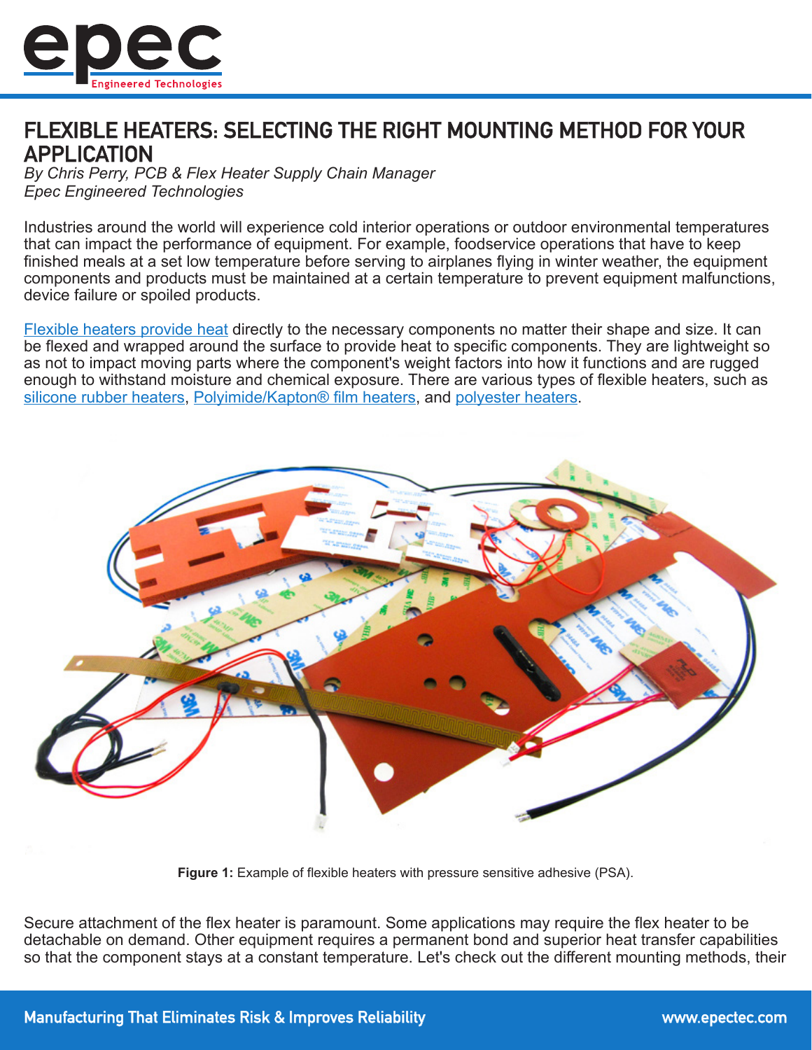# FLEXIBLE HEATERS: SELECTING THE RIGHT MOUNTING METHOD FOR YOUR APPLICATION

*By Chris Perry, PCB & Flex Heater Supply Chain Manager*
*Epec Engineered Technologies*

Industries around the world will experience cold interior operations or outdoor environmental temperatures that can impact the performance of equipment. For example, foodservice operations that have to keep finished meals at a set low temperature before serving to airplanes flying in winter weather, the equipment components and products must be maintained at a certain temperature to prevent equipment malfunctions, device failure or spoiled products.

Flexible heaters provide heat directly to the necessary components no matter their shape and size. It can be flexed and wrapped around the surface to provide heat to specific components. They are lightweight so as not to impact moving parts where the component's weight factors into how it functions and are rugged enough to withstand moisture and chemical exposure. There are various types of flexible heaters, such as silicone rubber heaters, Polyimide/Kapton® film heaters, and polyester heaters.

**Figure 1:** Example of flexible heaters with pressure sensitive adhesive (PSA).

Secure attachment of the flex heater is paramount. Some applications may require the flex heater to be detachable on demand. Other equipment requires a permanent bond and superior heat transfer capabilities so that the component stays at a constant temperature. Let's check out the different mounting methods, their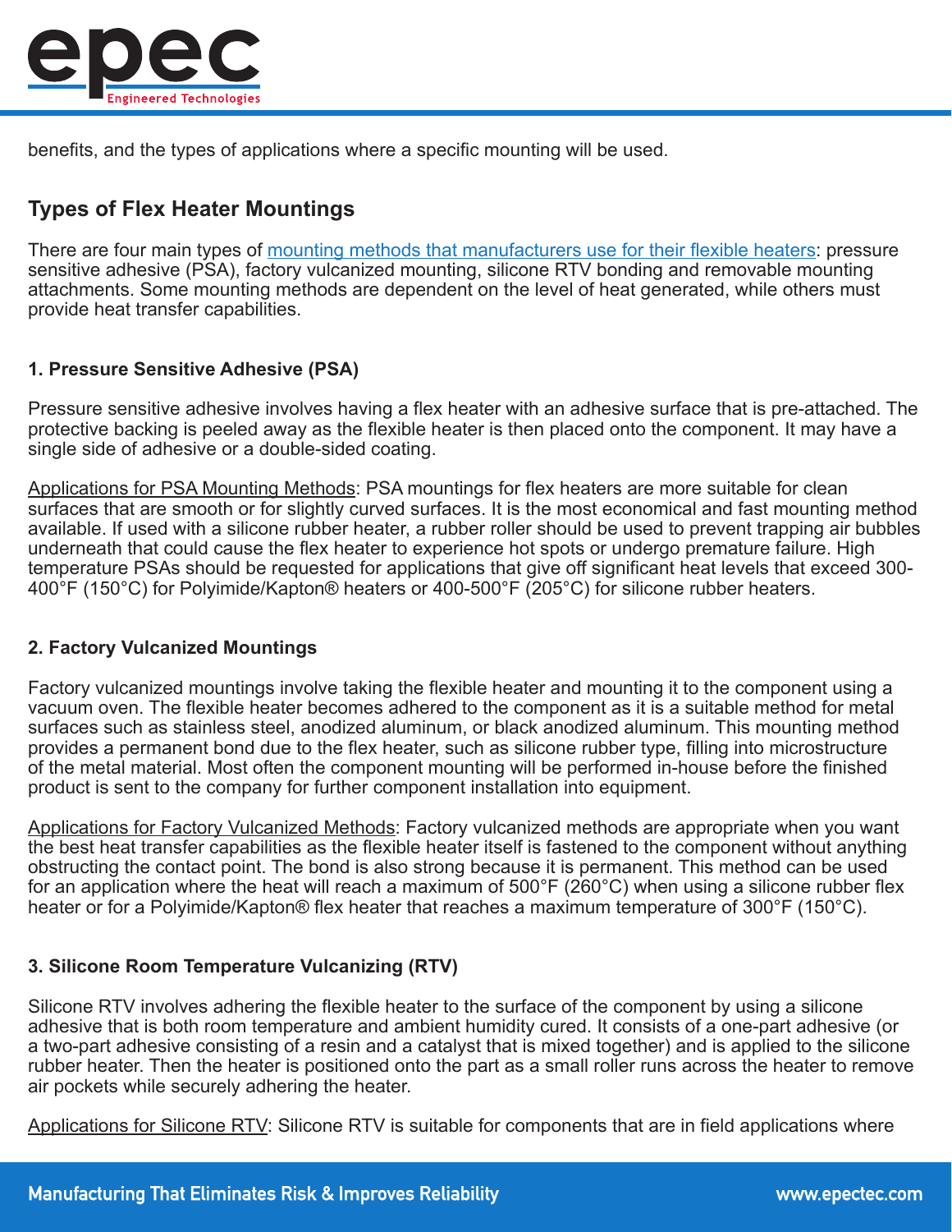benefits, and the types of applications where a specific mounting will be used.

## Types of Flex Heater Mountings

There are four main types of [mounting methods that manufacturers use for their flexible heaters](): pressure sensitive adhesive (PSA), factory vulcanized mounting, silicone RTV bonding and removable mounting attachments. Some mounting methods are dependent on the level of heat generated, while others must provide heat transfer capabilities.

### 1. Pressure Sensitive Adhesive (PSA)

Pressure sensitive adhesive involves having a flex heater with an adhesive surface that is pre-attached. The protective backing is peeled away as the flexible heater is then placed onto the component. It may have a single side of adhesive or a double-sided coating.

Applications for PSA Mounting Methods: PSA mountings for flex heaters are more suitable for clean surfaces that are smooth or for slightly curved surfaces. It is the most economical and fast mounting method available. If used with a silicone rubber heater, a rubber roller should be used to prevent trapping air bubbles underneath that could cause the flex heater to experience hot spots or undergo premature failure. High temperature PSAs should be requested for applications that give off significant heat levels that exceed 300-400°F (150°C) for Polyimide/Kapton® heaters or 400-500°F (205°C) for silicone rubber heaters.

### 2. Factory Vulcanized Mountings

Factory vulcanized mountings involve taking the flexible heater and mounting it to the component using a vacuum oven. The flexible heater becomes adhered to the component as it is a suitable method for metal surfaces such as stainless steel, anodized aluminum, or black anodized aluminum. This mounting method provides a permanent bond due to the flex heater, such as silicone rubber type, filling into microstructure of the metal material. Most often the component mounting will be performed in-house before the finished product is sent to the company for further component installation into equipment.

Applications for Factory Vulcanized Methods: Factory vulcanized methods are appropriate when you want the best heat transfer capabilities as the flexible heater itself is fastened to the component without anything obstructing the contact point. The bond is also strong because it is permanent. This method can be used for an application where the heat will reach a maximum of 500°F (260°C) when using a silicone rubber flex heater or for a Polyimide/Kapton® flex heater that reaches a maximum temperature of 300°F (150°C).

### 3. Silicone Room Temperature Vulcanizing (RTV)

Silicone RTV involves adhering the flexible heater to the surface of the component by using a silicone adhesive that is both room temperature and ambient humidity cured. It consists of a one-part adhesive (or a two-part adhesive consisting of a resin and a catalyst that is mixed together) and is applied to the silicone rubber heater. Then the heater is positioned onto the part as a small roller runs across the heater to remove air pockets while securely adhering the heater.

Applications for Silicone RTV: Silicone RTV is suitable for components that are in field applications where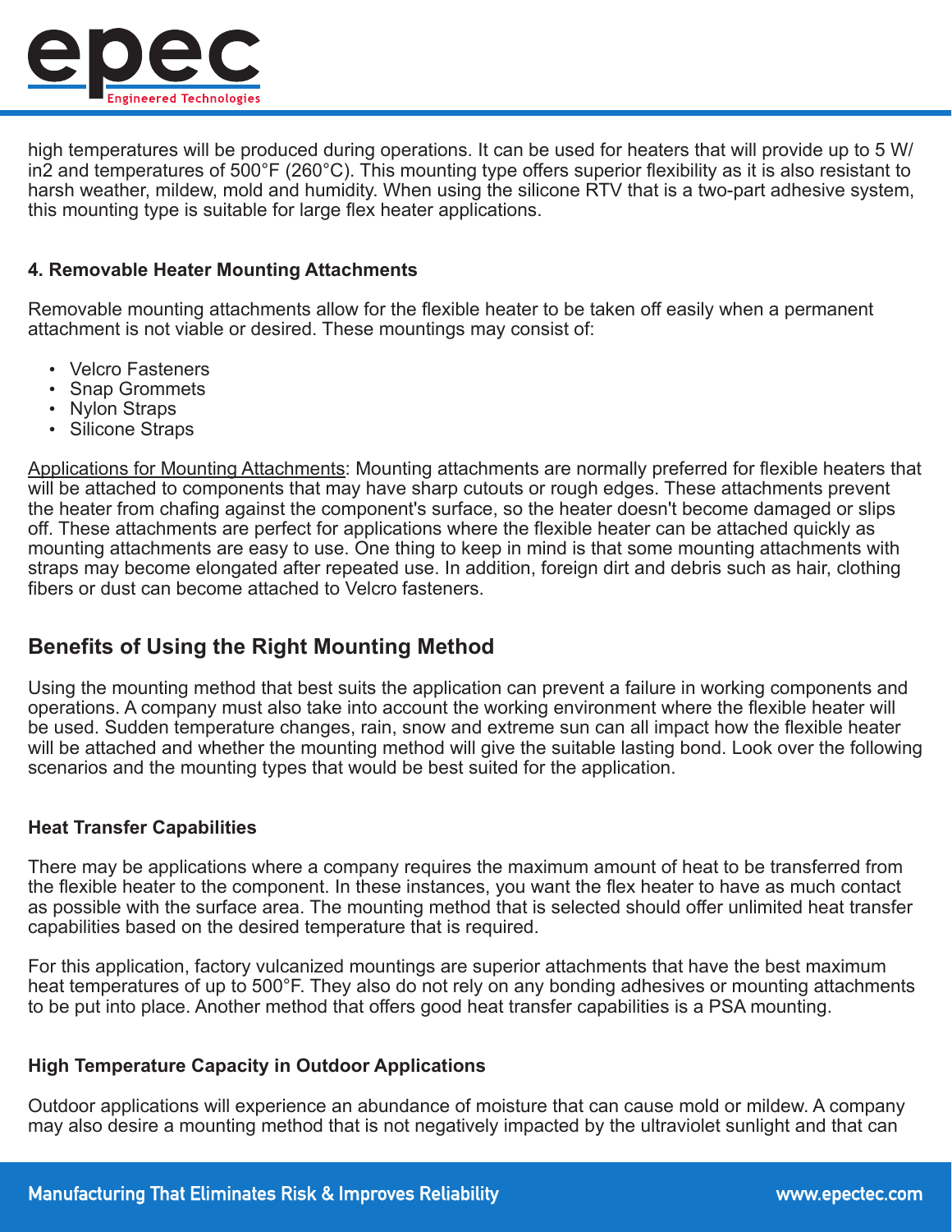high temperatures will be produced during operations. It can be used for heaters that will provide up to 5 W/in2 and temperatures of 500°F (260°C). This mounting type offers superior flexibility as it is also resistant to harsh weather, mildew, mold and humidity. When using the silicone RTV that is a two-part adhesive system, this mounting type is suitable for large flex heater applications.

#### 4. Removable Heater Mounting Attachments

Removable mounting attachments allow for the flexible heater to be taken off easily when a permanent attachment is not viable or desired. These mountings may consist of:

- Velcro Fasteners
- Snap Grommets
- Nylon Straps
- Silicone Straps

Applications for Mounting Attachments: Mounting attachments are normally preferred for flexible heaters that will be attached to components that may have sharp cutouts or rough edges. These attachments prevent the heater from chafing against the component's surface, so the heater doesn't become damaged or slips off. These attachments are perfect for applications where the flexible heater can be attached quickly as mounting attachments are easy to use. One thing to keep in mind is that some mounting attachments with straps may become elongated after repeated use. In addition, foreign dirt and debris such as hair, clothing fibers or dust can become attached to Velcro fasteners.

## Benefits of Using the Right Mounting Method

Using the mounting method that best suits the application can prevent a failure in working components and operations. A company must also take into account the working environment where the flexible heater will be used. Sudden temperature changes, rain, snow and extreme sun can all impact how the flexible heater will be attached and whether the mounting method will give the suitable lasting bond. Look over the following scenarios and the mounting types that would be best suited for the application.

#### Heat Transfer Capabilities

There may be applications where a company requires the maximum amount of heat to be transferred from the flexible heater to the component. In these instances, you want the flex heater to have as much contact as possible with the surface area. The mounting method that is selected should offer unlimited heat transfer capabilities based on the desired temperature that is required.

For this application, factory vulcanized mountings are superior attachments that have the best maximum heat temperatures of up to 500°F. They also do not rely on any bonding adhesives or mounting attachments to be put into place. Another method that offers good heat transfer capabilities is a PSA mounting.

#### High Temperature Capacity in Outdoor Applications

Outdoor applications will experience an abundance of moisture that can cause mold or mildew. A company may also desire a mounting method that is not negatively impacted by the ultraviolet sunlight and that can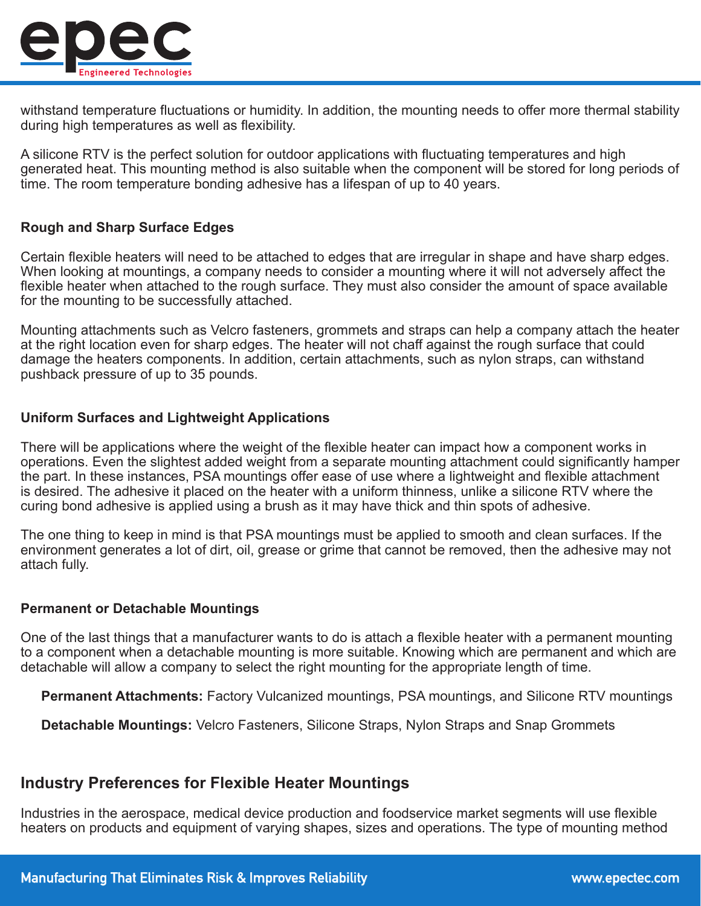withstand temperature fluctuations or humidity. In addition, the mounting needs to offer more thermal stability during high temperatures as well as flexibility.

A silicone RTV is the perfect solution for outdoor applications with fluctuating temperatures and high generated heat. This mounting method is also suitable when the component will be stored for long periods of time. The room temperature bonding adhesive has a lifespan of up to 40 years.

### Rough and Sharp Surface Edges

Certain flexible heaters will need to be attached to edges that are irregular in shape and have sharp edges. When looking at mountings, a company needs to consider a mounting where it will not adversely affect the flexible heater when attached to the rough surface. They must also consider the amount of space available for the mounting to be successfully attached.

Mounting attachments such as Velcro fasteners, grommets and straps can help a company attach the heater at the right location even for sharp edges. The heater will not chaff against the rough surface that could damage the heaters components. In addition, certain attachments, such as nylon straps, can withstand pushback pressure of up to 35 pounds.

### Uniform Surfaces and Lightweight Applications

There will be applications where the weight of the flexible heater can impact how a component works in operations. Even the slightest added weight from a separate mounting attachment could significantly hamper the part. In these instances, PSA mountings offer ease of use where a lightweight and flexible attachment is desired. The adhesive it placed on the heater with a uniform thinness, unlike a silicone RTV where the curing bond adhesive is applied using a brush as it may have thick and thin spots of adhesive.

The one thing to keep in mind is that PSA mountings must be applied to smooth and clean surfaces. If the environment generates a lot of dirt, oil, grease or grime that cannot be removed, then the adhesive may not attach fully.

### Permanent or Detachable Mountings

One of the last things that a manufacturer wants to do is attach a flexible heater with a permanent mounting to a component when a detachable mounting is more suitable. Knowing which are permanent and which are detachable will allow a company to select the right mounting for the appropriate length of time.

**Permanent Attachments:** Factory Vulcanized mountings, PSA mountings, and Silicone RTV mountings

**Detachable Mountings:** Velcro Fasteners, Silicone Straps, Nylon Straps and Snap Grommets

## Industry Preferences for Flexible Heater Mountings

Industries in the aerospace, medical device production and foodservice market segments will use flexible heaters on products and equipment of varying shapes, sizes and operations. The type of mounting method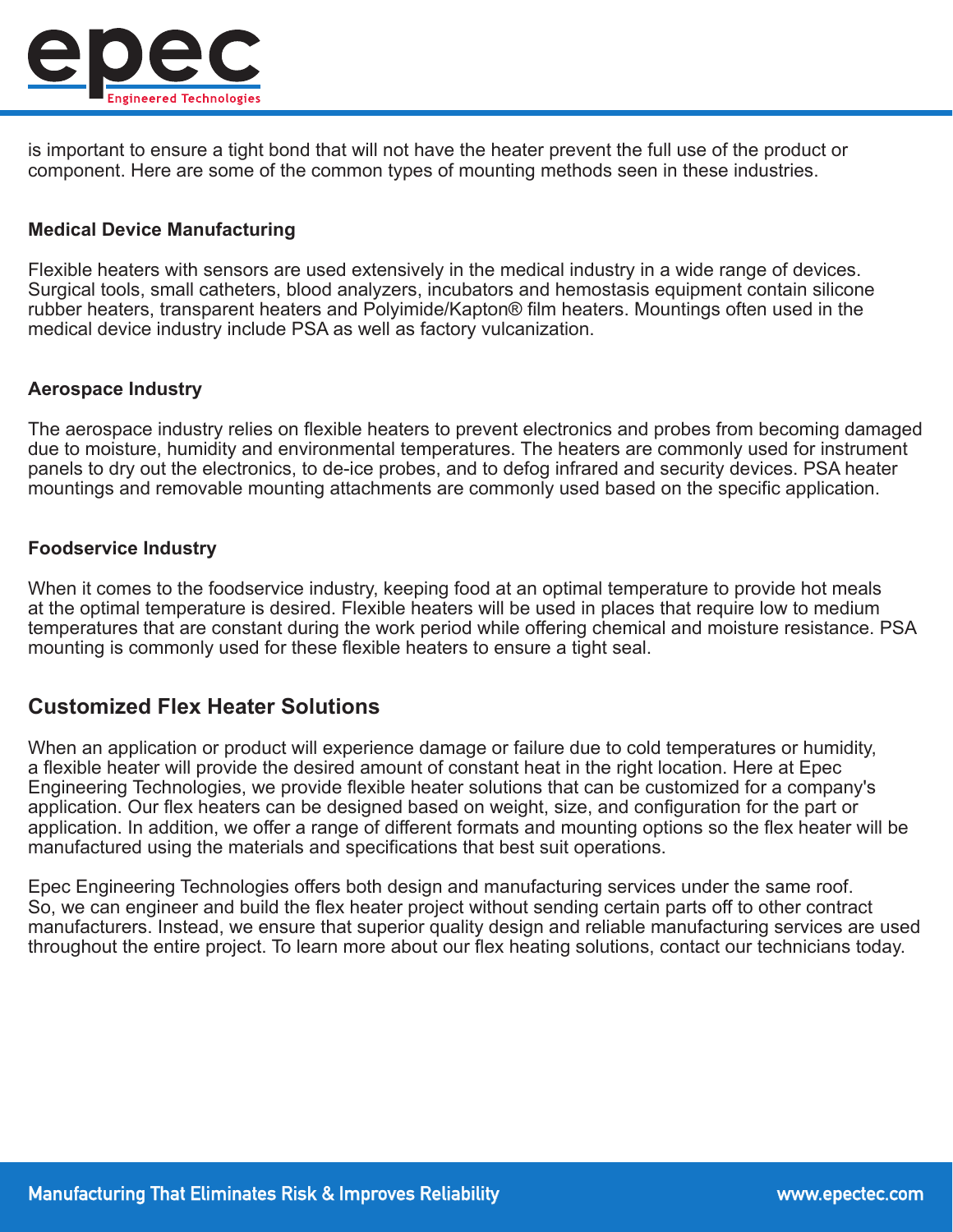is important to ensure a tight bond that will not have the heater prevent the full use of the product or component. Here are some of the common types of mounting methods seen in these industries.

### Medical Device Manufacturing

Flexible heaters with sensors are used extensively in the medical industry in a wide range of devices. Surgical tools, small catheters, blood analyzers, incubators and hemostasis equipment contain silicone rubber heaters, transparent heaters and Polyimide/Kapton® film heaters. Mountings often used in the medical device industry include PSA as well as factory vulcanization.

### Aerospace Industry

The aerospace industry relies on flexible heaters to prevent electronics and probes from becoming damaged due to moisture, humidity and environmental temperatures. The heaters are commonly used for instrument panels to dry out the electronics, to de-ice probes, and to defog infrared and security devices. PSA heater mountings and removable mounting attachments are commonly used based on the specific application.

### Foodservice Industry

When it comes to the foodservice industry, keeping food at an optimal temperature to provide hot meals at the optimal temperature is desired. Flexible heaters will be used in places that require low to medium temperatures that are constant during the work period while offering chemical and moisture resistance. PSA mounting is commonly used for these flexible heaters to ensure a tight seal.

## Customized Flex Heater Solutions

When an application or product will experience damage or failure due to cold temperatures or humidity, a flexible heater will provide the desired amount of constant heat in the right location. Here at Epec Engineering Technologies, we provide flexible heater solutions that can be customized for a company's application. Our flex heaters can be designed based on weight, size, and configuration for the part or application. In addition, we offer a range of different formats and mounting options so the flex heater will be manufactured using the materials and specifications that best suit operations.

Epec Engineering Technologies offers both design and manufacturing services under the same roof. So, we can engineer and build the flex heater project without sending certain parts off to other contract manufacturers. Instead, we ensure that superior quality design and reliable manufacturing services are used throughout the entire project. To learn more about our flex heating solutions, contact our technicians today.